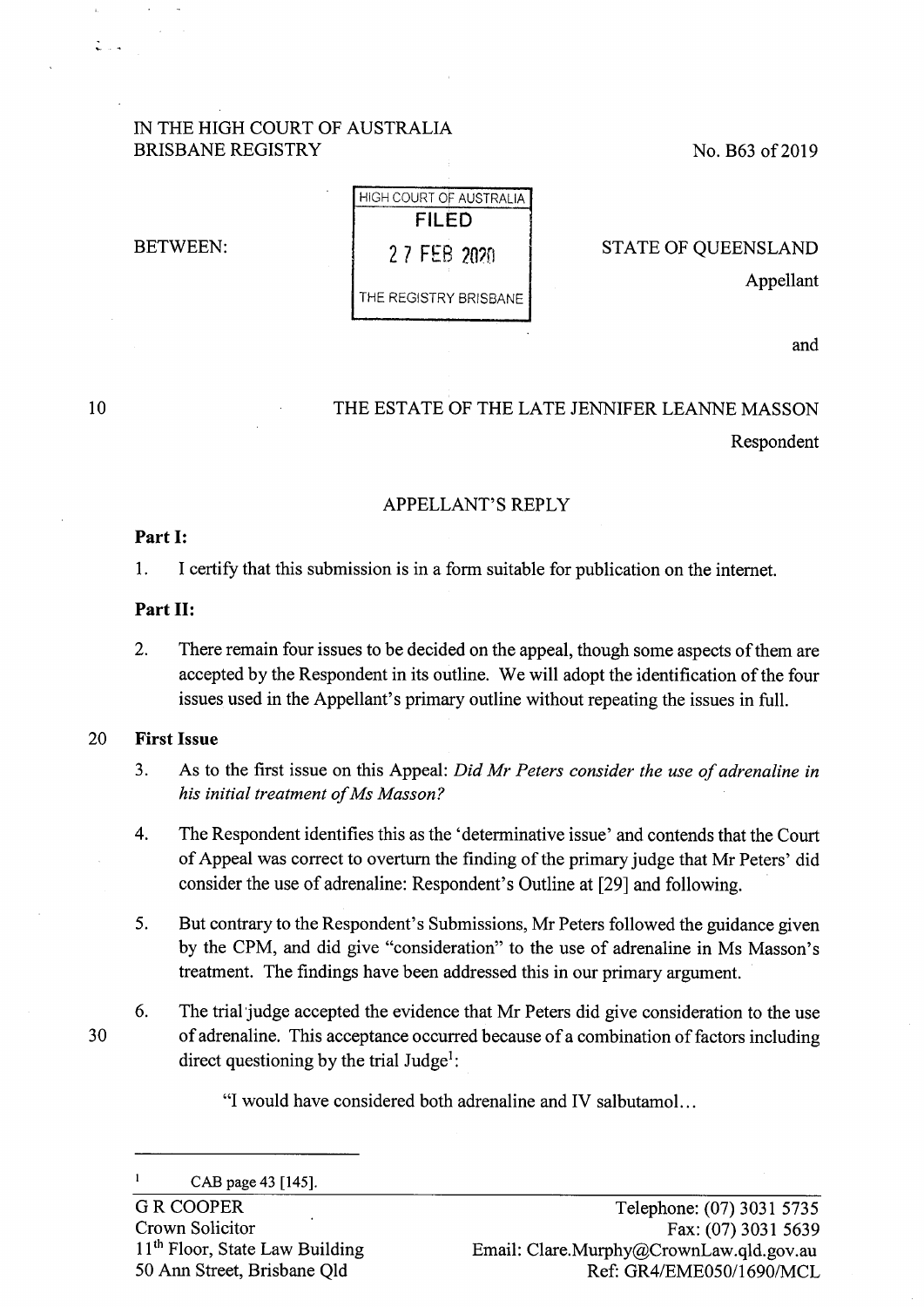IN THE HIGH COURT OF AUSTRALIA
BRISBANE REGISTRY

No. B63 of 2019

HIGH COURT OF AUSTRALIA
FILED
27 FEB 2020
THE REGISTRY BRISBANE

BETWEEN:

STATE OF QUEENSLAND
Appellant

and

THE ESTATE OF THE LATE JENNIFER LEANNE MASSON
Respondent

## APPELLANT'S REPLY

### Part I:

1. I certify that this submission is in a form suitable for publication on the internet.

### Part II:

2. There remain four issues to be decided on the appeal, though some aspects of them are accepted by the Respondent in its outline. We will adopt the identification of the four issues used in the Appellant's primary outline without repeating the issues in full.

### First Issue

3. As to the first issue on this Appeal: *Did Mr Peters consider the use of adrenaline in his initial treatment of Ms Masson?*

4. The Respondent identifies this as the 'determinative issue' and contends that the Court of Appeal was correct to overturn the finding of the primary judge that Mr Peters' did consider the use of adrenaline: Respondent's Outline at [29] and following.

5. But contrary to the Respondent's Submissions, Mr Peters followed the guidance given by the CPM, and did give "consideration" to the use of adrenaline in Ms Masson's treatment. The findings have been addressed this in our primary argument.

6. The trial judge accepted the evidence that Mr Peters did give consideration to the use of adrenaline. This acceptance occurred because of a combination of factors including direct questioning by the trial Judge[1]:

   "I would have considered both adrenaline and IV salbutamol…

[1] CAB page 43 [145].

G R COOPER
Crown Solicitor
11th Floor, State Law Building
50 Ann Street, Brisbane Qld

Telephone: (07) 3031 5735
Fax: (07) 3031 5639
Email: Clare.Murphy@CrownLaw.qld.gov.au
Ref: GR4/EME050/1690/MCL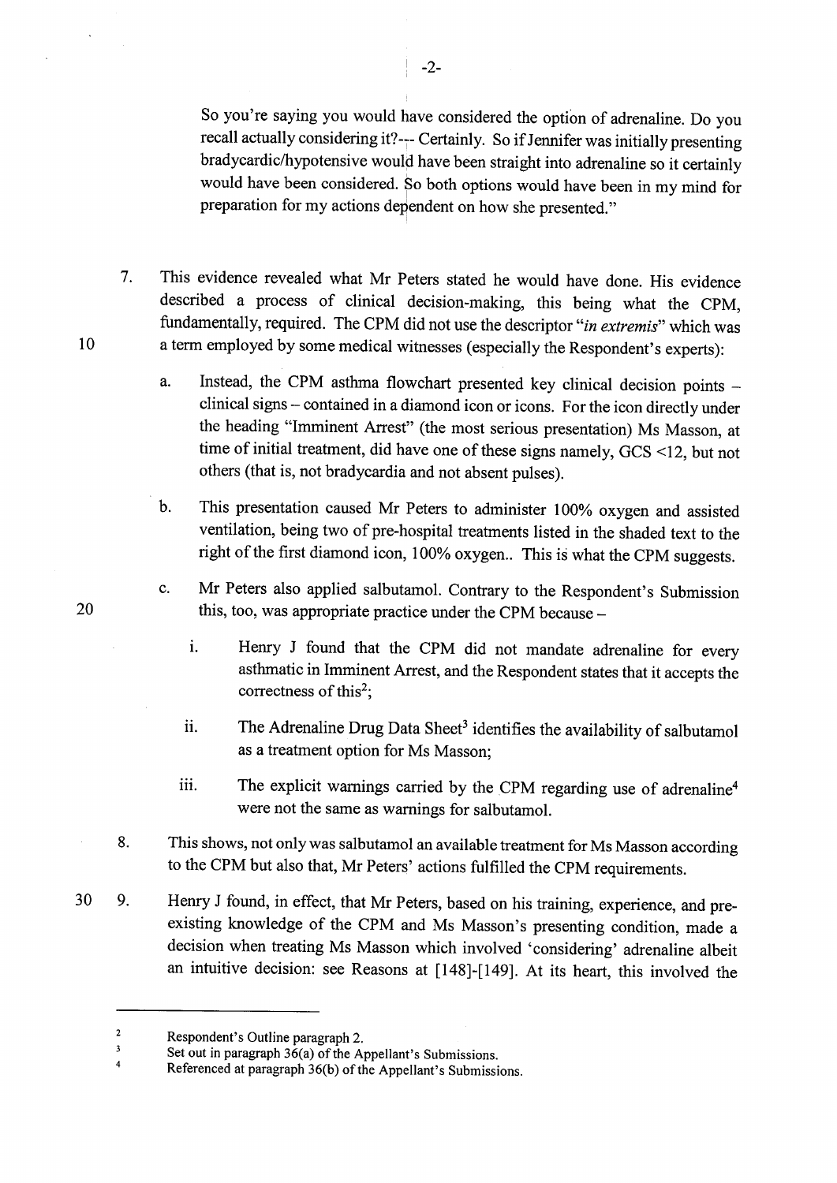So you're saying you would have considered the option of adrenaline. Do you recall actually considering it?--- Certainly. So if Jennifer was initially presenting bradycardic/hypotensive would have been straight into adrenaline so it certainly would have been considered. So both options would have been in my mind for preparation for my actions dependent on how she presented."

7. This evidence revealed what Mr Peters stated he would have done. His evidence described a process of clinical decision-making, this being what the CPM, fundamentally, required. The CPM did not use the descriptor "*in extremis*" which was a term employed by some medical witnesses (especially the Respondent's experts):

   a. Instead, the CPM asthma flowchart presented key clinical decision points – clinical signs – contained in a diamond icon or icons. For the icon directly under the heading "Imminent Arrest" (the most serious presentation) Ms Masson, at time of initial treatment, did have one of these signs namely, GCS <12, but not others (that is, not bradycardia and not absent pulses).

   b. This presentation caused Mr Peters to administer 100% oxygen and assisted ventilation, being two of pre-hospital treatments listed in the shaded text to the right of the first diamond icon, 100% oxygen.. This is what the CPM suggests.

   c. Mr Peters also applied salbutamol. Contrary to the Respondent's Submission this, too, was appropriate practice under the CPM because –

      i. Henry J found that the CPM did not mandate adrenaline for every asthmatic in Imminent Arrest, and the Respondent states that it accepts the correctness of this[2];

      ii. The Adrenaline Drug Data Sheet[3] identifies the availability of salbutamol as a treatment option for Ms Masson;

      iii. The explicit warnings carried by the CPM regarding use of adrenaline[4] were not the same as warnings for salbutamol.

8. This shows, not only was salbutamol an available treatment for Ms Masson according to the CPM but also that, Mr Peters' actions fulfilled the CPM requirements.

9. Henry J found, in effect, that Mr Peters, based on his training, experience, and pre-existing knowledge of the CPM and Ms Masson's presenting condition, made a decision when treating Ms Masson which involved 'considering' adrenaline albeit an intuitive decision: see Reasons at [148]-[149]. At its heart, this involved the

---

[2] Respondent's Outline paragraph 2.

[3] Set out in paragraph 36(a) of the Appellant's Submissions.

[4] Referenced at paragraph 36(b) of the Appellant's Submissions.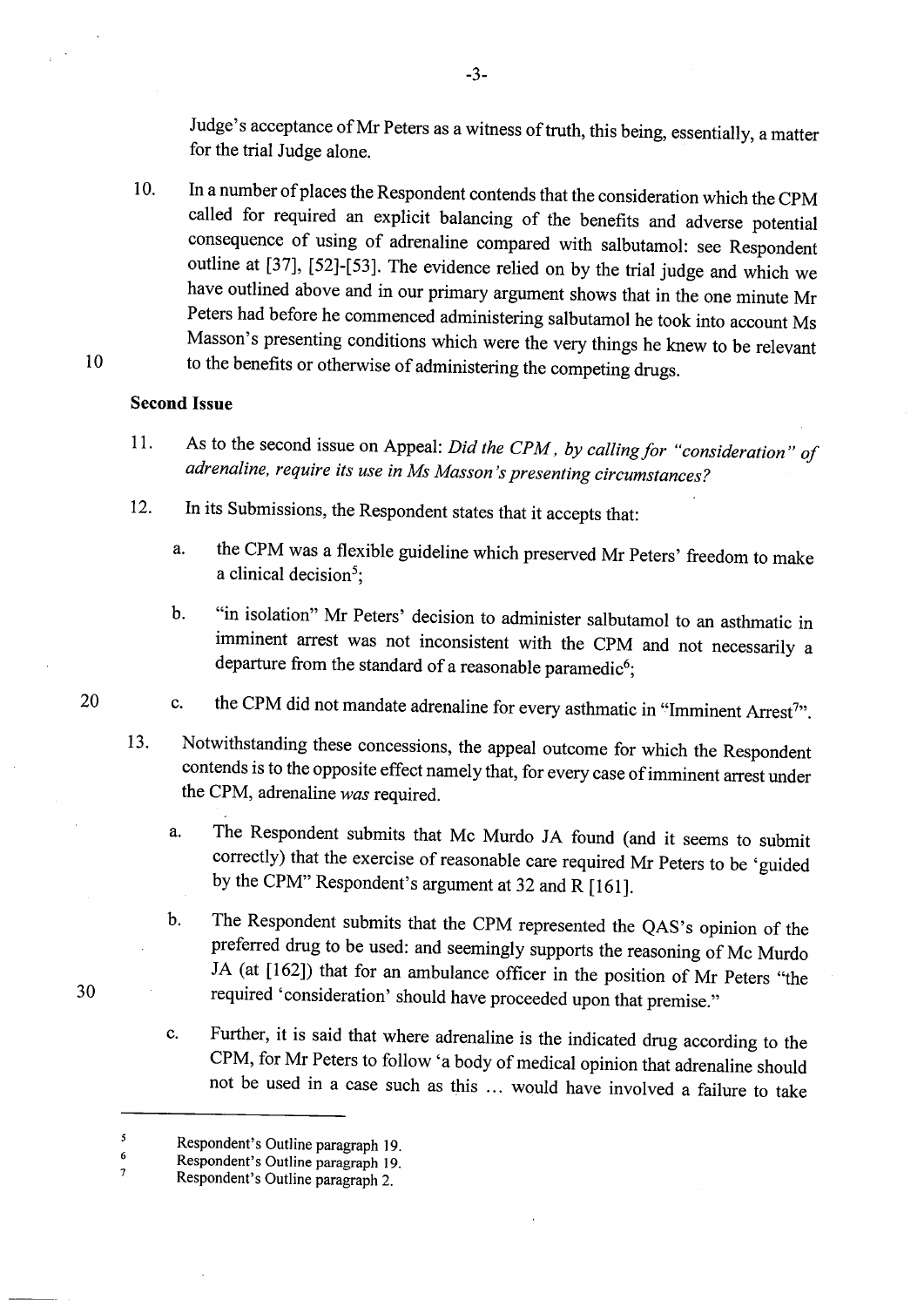Judge's acceptance of Mr Peters as a witness of truth, this being, essentially, a matter for the trial Judge alone.

10. In a number of places the Respondent contends that the consideration which the CPM called for required an explicit balancing of the benefits and adverse potential consequence of using of adrenaline compared with salbutamol: see Respondent outline at [37], [52]-[53]. The evidence relied on by the trial judge and which we have outlined above and in our primary argument shows that in the one minute Mr Peters had before he commenced administering salbutamol he took into account Ms Masson's presenting conditions which were the very things he knew to be relevant to the benefits or otherwise of administering the competing drugs.

**Second Issue**

11. As to the second issue on Appeal: *Did the CPM, by calling for "consideration" of adrenaline, require its use in Ms Masson's presenting circumstances?*

12. In its Submissions, the Respondent states that it accepts that:

    a. the CPM was a flexible guideline which preserved Mr Peters' freedom to make a clinical decision[5];

    b. "in isolation" Mr Peters' decision to administer salbutamol to an asthmatic in imminent arrest was not inconsistent with the CPM and not necessarily a departure from the standard of a reasonable paramedic[6];

    c. the CPM did not mandate adrenaline for every asthmatic in "Imminent Arrest[7]".

13. Notwithstanding these concessions, the appeal outcome for which the Respondent contends is to the opposite effect namely that, for every case of imminent arrest under the CPM, adrenaline *was* required.

    a. The Respondent submits that Mc Murdo JA found (and it seems to submit correctly) that the exercise of reasonable care required Mr Peters to be 'guided by the CPM" Respondent's argument at 32 and R [161].

    b. The Respondent submits that the CPM represented the QAS's opinion of the preferred drug to be used: and seemingly supports the reasoning of Mc Murdo JA (at [162]) that for an ambulance officer in the position of Mr Peters "the required 'consideration' should have proceeded upon that premise."

    c. Further, it is said that where adrenaline is the indicated drug according to the CPM, for Mr Peters to follow 'a body of medical opinion that adrenaline should not be used in a case such as this ... would have involved a failure to take

---

5 Respondent's Outline paragraph 19.

6 Respondent's Outline paragraph 19.

7 Respondent's Outline paragraph 2.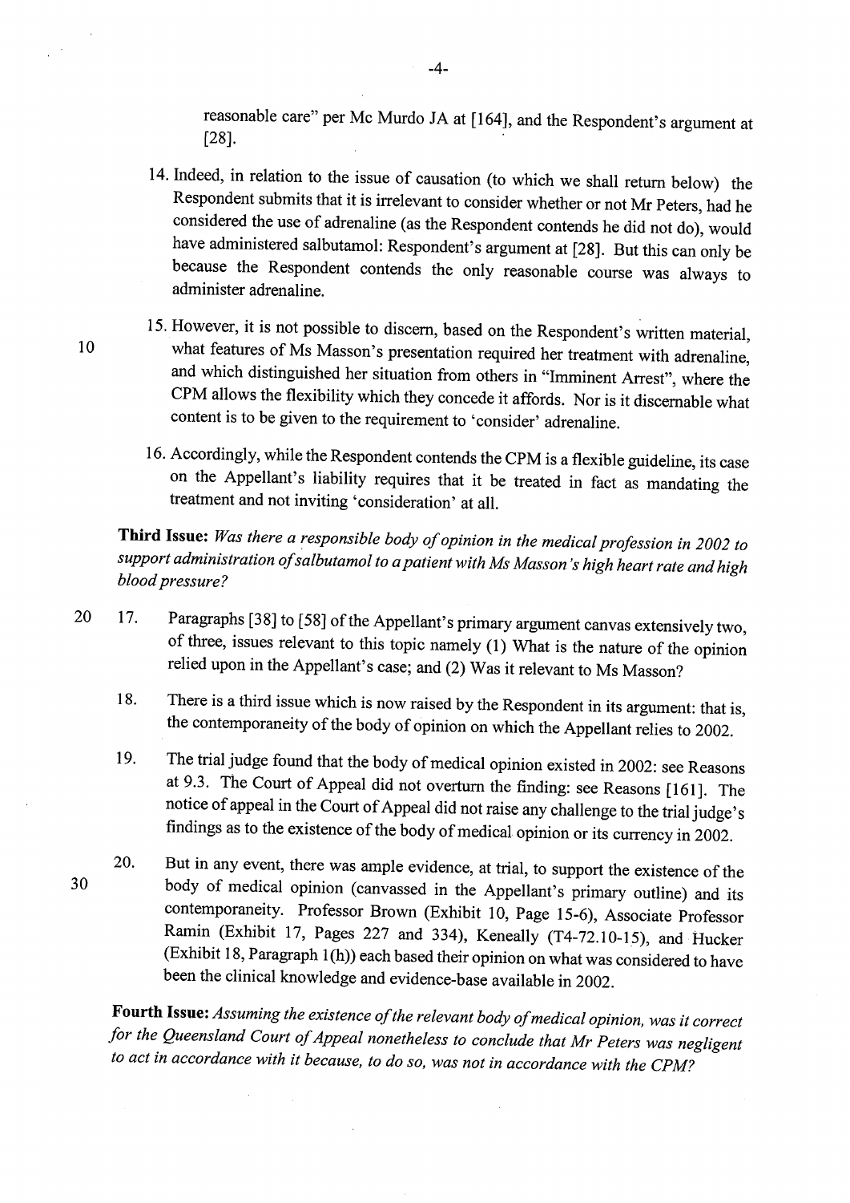reasonable care" per Mc Murdo JA at [164], and the Respondent's argument at [28].

14. Indeed, in relation to the issue of causation (to which we shall return below) the Respondent submits that it is irrelevant to consider whether or not Mr Peters, had he considered the use of adrenaline (as the Respondent contends he did not do), would have administered salbutamol: Respondent's argument at [28]. But this can only be because the Respondent contends the only reasonable course was always to administer adrenaline.

15. However, it is not possible to discern, based on the Respondent's written material, what features of Ms Masson's presentation required her treatment with adrenaline, and which distinguished her situation from others in "Imminent Arrest", where the CPM allows the flexibility which they concede it affords. Nor is it discernable what content is to be given to the requirement to 'consider' adrenaline.

16. Accordingly, while the Respondent contends the CPM is a flexible guideline, its case on the Appellant's liability requires that it be treated in fact as mandating the treatment and not inviting 'consideration' at all.

**Third Issue:** *Was there a responsible body of opinion in the medical profession in 2002 to support administration of salbutamol to a patient with Ms Masson's high heart rate and high blood pressure?*

17. Paragraphs [38] to [58] of the Appellant's primary argument canvas extensively two, of three, issues relevant to this topic namely (1) What is the nature of the opinion relied upon in the Appellant's case; and (2) Was it relevant to Ms Masson?

18. There is a third issue which is now raised by the Respondent in its argument: that is, the contemporaneity of the body of opinion on which the Appellant relies to 2002.

19. The trial judge found that the body of medical opinion existed in 2002: see Reasons at 9.3. The Court of Appeal did not overturn the finding: see Reasons [161]. The notice of appeal in the Court of Appeal did not raise any challenge to the trial judge's findings as to the existence of the body of medical opinion or its currency in 2002.

20. But in any event, there was ample evidence, at trial, to support the existence of the body of medical opinion (canvassed in the Appellant's primary outline) and its contemporaneity. Professor Brown (Exhibit 10, Page 15-6), Associate Professor Ramin (Exhibit 17, Pages 227 and 334), Keneally (T4-72.10-15), and Hucker (Exhibit 18, Paragraph 1(h)) each based their opinion on what was considered to have been the clinical knowledge and evidence-base available in 2002.

**Fourth Issue:** *Assuming the existence of the relevant body of medical opinion, was it correct for the Queensland Court of Appeal nonetheless to conclude that Mr Peters was negligent to act in accordance with it because, to do so, was not in accordance with the CPM?*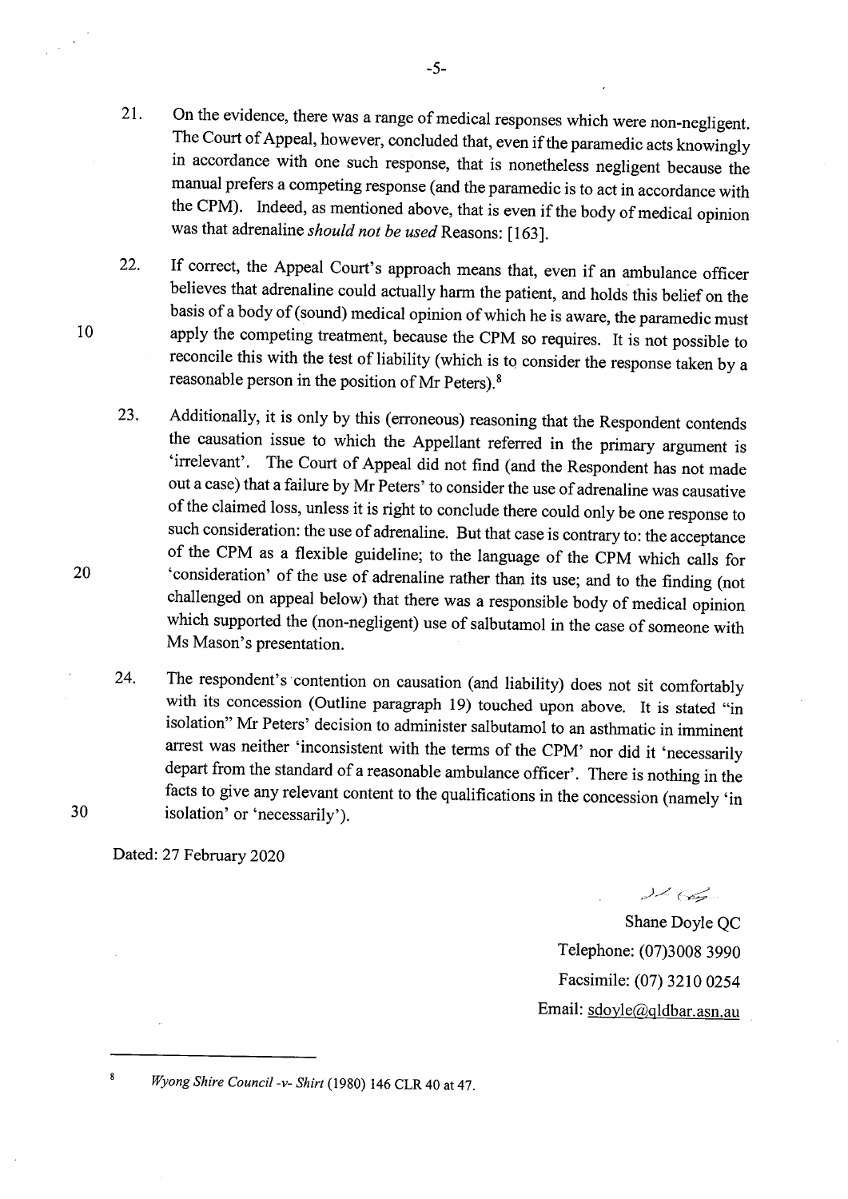21. On the evidence, there was a range of medical responses which were non-negligent. The Court of Appeal, however, concluded that, even if the paramedic acts knowingly in accordance with one such response, that is nonetheless negligent because the manual prefers a competing response (and the paramedic is to act in accordance with the CPM). Indeed, as mentioned above, that is even if the body of medical opinion was that adrenaline *should not be used* Reasons: [163].

22. If correct, the Appeal Court's approach means that, even if an ambulance officer believes that adrenaline could actually harm the patient, and holds this belief on the basis of a body of (sound) medical opinion of which he is aware, the paramedic must apply the competing treatment, because the CPM so requires. It is not possible to reconcile this with the test of liability (which is to consider the response taken by a reasonable person in the position of Mr Peters).[8]

23. Additionally, it is only by this (erroneous) reasoning that the Respondent contends the causation issue to which the Appellant referred in the primary argument is 'irrelevant'. The Court of Appeal did not find (and the Respondent has not made out a case) that a failure by Mr Peters' to consider the use of adrenaline was causative of the claimed loss, unless it is right to conclude there could only be one response to such consideration: the use of adrenaline. But that case is contrary to: the acceptance of the CPM as a flexible guideline; to the language of the CPM which calls for 'consideration' of the use of adrenaline rather than its use; and to the finding (not challenged on appeal below) that there was a responsible body of medical opinion which supported the (non-negligent) use of salbutamol in the case of someone with Ms Mason's presentation.

24. The respondent's contention on causation (and liability) does not sit comfortably with its concession (Outline paragraph 19) touched upon above. It is stated "in isolation" Mr Peters' decision to administer salbutamol to an asthmatic in imminent arrest was neither 'inconsistent with the terms of the CPM' nor did it 'necessarily depart from the standard of a reasonable ambulance officer'. There is nothing in the facts to give any relevant content to the qualifications in the concession (namely 'in isolation' or 'necessarily').

Dated: 27 February 2020

Shane Doyle QC
Telephone: (07)3008 3990
Facsimile: (07) 3210 0254
Email: sdoyle@qldbar.asn.au

---

[8] *Wyong Shire Council -v- Shirt* (1980) 146 CLR 40 at 47.